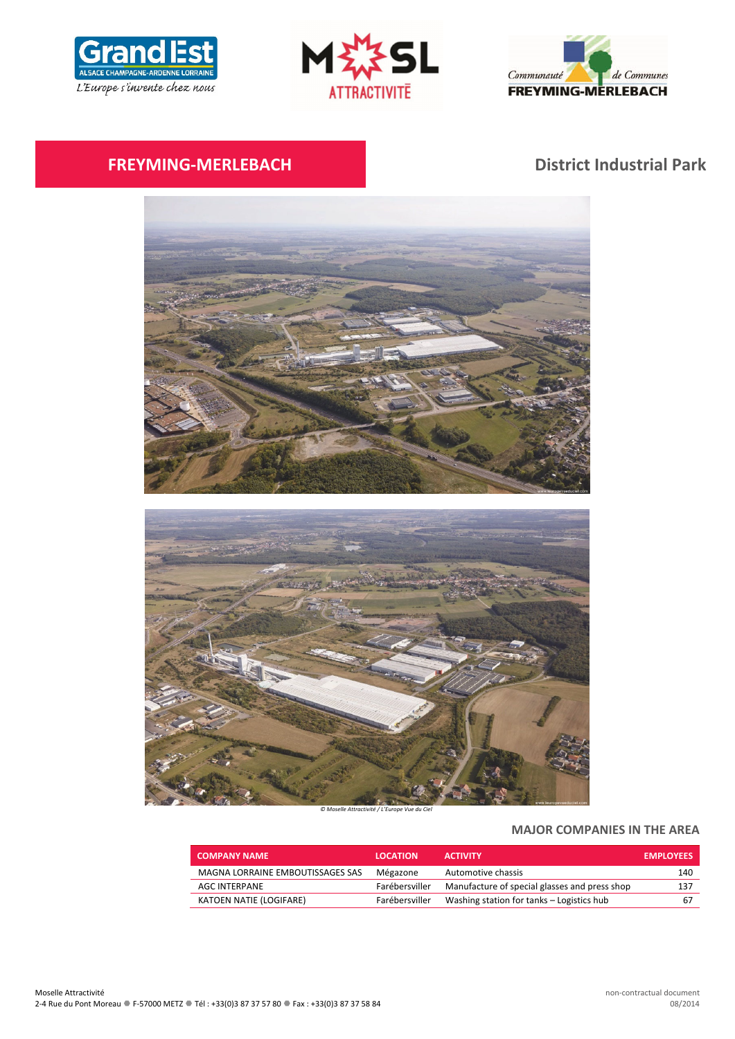Grand Est ALSACE CHAMPAGNE-ARDENNE LORRAINE
L'Europe s'invente chez nous

MOSL ATTRACTIVITÉ

Communauté de Communes FREYMING-MERLEBACH

# FREYMING-MERLEBACH

## District Industrial Park

© Moselle Attractivité / L'Europe Vue du Ciel

### MAJOR COMPANIES IN THE AREA

| COMPANY NAME | LOCATION | ACTIVITY | EMPLOYEES |
|---|---|---|---|
| MAGNA LORRAINE EMBOUTISSAGES SAS | Mégazone | Automotive chassis | 140 |
| AGC INTERPANE | Farébersviller | Manufacture of special glasses and press shop | 137 |
| KATOEN NATIE (LOGIFARE) | Farébersviller | Washing station for tanks – Logistics hub | 67 |

Moselle Attractivité
2-4 Rue du Pont Moreau ● F-57000 METZ ● Tél : +33(0)3 87 37 57 80 ● Fax : +33(0)3 87 37 58 84

non-contractual document
08/2014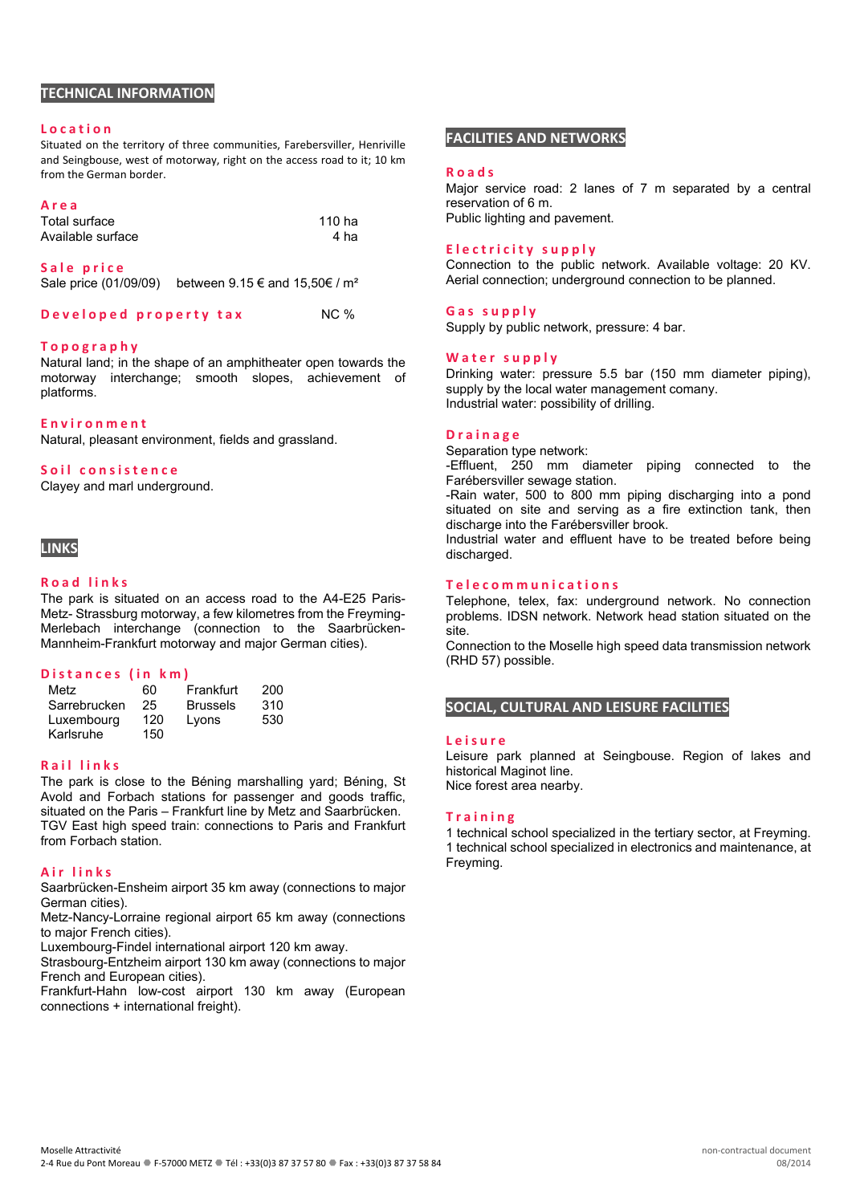## TECHNICAL INFORMATION

### Location

Situated on the territory of three communities, Farebersviller, Henriville and Seingbouse, west of motorway, right on the access road to it; 10 km from the German border.

### Area

| | |
|---|---|
| Total surface | 110 ha |
| Available surface | 4 ha |

### Sale price

Sale price (01/09/09) between 9.15 € and 15,50€ / m²

### Developed property tax

NC %

### Topography

Natural land; in the shape of an amphitheater open towards the motorway interchange; smooth slopes, achievement of platforms.

### Environment

Natural, pleasant environment, fields and grassland.

### Soil consistence

Clayey and marl underground.

## LINKS

### Road links

The park is situated on an access road to the A4-E25 Paris-Metz- Strassburg motorway, a few kilometres from the Freyming-Merlebach interchange (connection to the Saarbrücken-Mannheim-Frankfurt motorway and major German cities).

### Distances (in km)

| | | | |
|---|---|---|---|
| Metz | 60 | Frankfurt | 200 |
| Sarrebrucken | 25 | Brussels | 310 |
| Luxembourg | 120 | Lyons | 530 |
| Karlsruhe | 150 | | |

### Rail links

The park is close to the Béning marshalling yard; Béning, St Avold and Forbach stations for passenger and goods traffic, situated on the Paris – Frankfurt line by Metz and Saarbrücken.
TGV East high speed train: connections to Paris and Frankfurt from Forbach station.

### Air links

Saarbrücken-Ensheim airport 35 km away (connections to major German cities).
Metz-Nancy-Lorraine regional airport 65 km away (connections to major French cities).
Luxembourg-Findel international airport 120 km away.
Strasbourg-Entzheim airport 130 km away (connections to major French and European cities).
Frankfurt-Hahn low-cost airport 130 km away (European connections + international freight).

## FACILITIES AND NETWORKS

### Roads

Major service road: 2 lanes of 7 m separated by a central reservation of 6 m.
Public lighting and pavement.

### Electricity supply

Connection to the public network. Available voltage: 20 KV. Aerial connection; underground connection to be planned.

### Gas supply

Supply by public network, pressure: 4 bar.

### Water supply

Drinking water: pressure 5.5 bar (150 mm diameter piping), supply by the local water management comany.
Industrial water: possibility of drilling.

### Drainage

Separation type network:
-Effluent, 250 mm diameter piping connected to the Farébersviller sewage station.
-Rain water, 500 to 800 mm piping discharging into a pond situated on site and serving as a fire extinction tank, then discharge into the Farébersviller brook.
Industrial water and effluent have to be treated before being discharged.

### Telecommunications

Telephone, telex, fax: underground network. No connection problems. IDSN network. Network head station situated on the site.
Connection to the Moselle high speed data transmission network (RHD 57) possible.

## SOCIAL, CULTURAL AND LEISURE FACILITIES

### Leisure

Leisure park planned at Seingbouse. Region of lakes and historical Maginot line.
Nice forest area nearby.

### Training

1 technical school specialized in the tertiary sector, at Freyming.
1 technical school specialized in electronics and maintenance, at Freyming.

Moselle Attractivité
2-4 Rue du Pont Moreau ● F-57000 METZ ● Tél : +33(0)3 87 37 57 80 ● Fax : +33(0)3 87 37 58 84

non-contractual document
08/2014